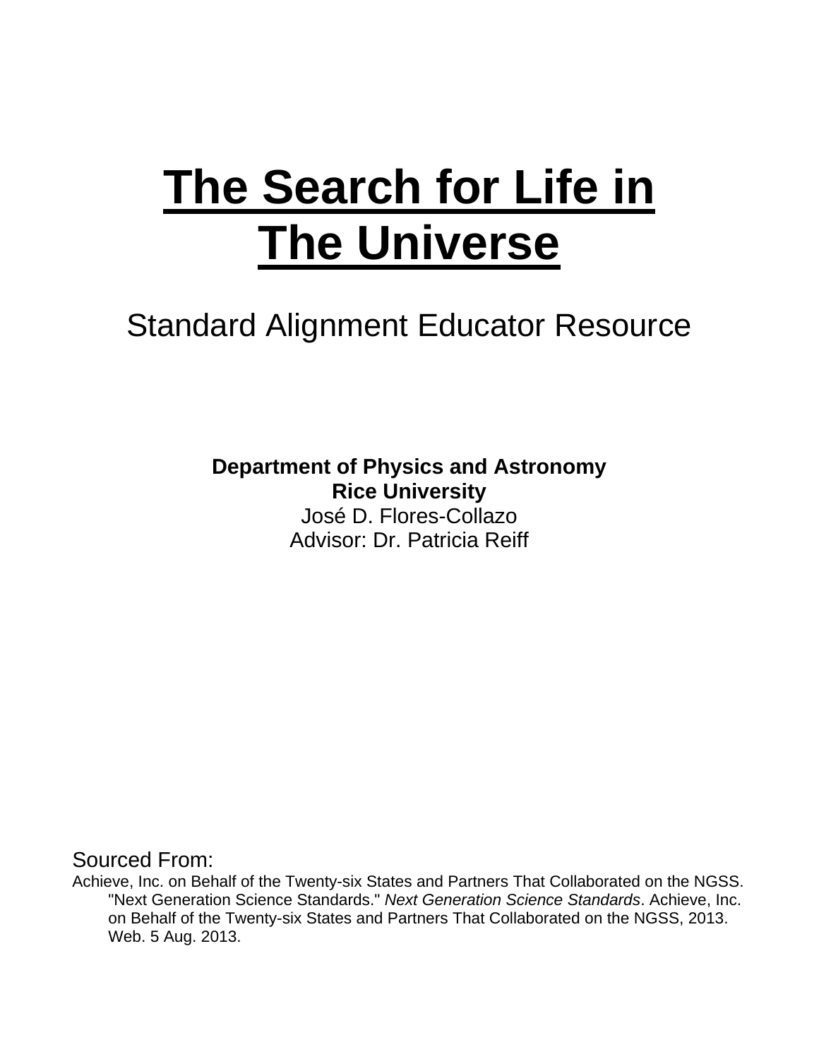# The Search for Life in The Universe

## Standard Alignment Educator Resource

**Department of Physics and Astronomy**
**Rice University**
José D. Flores-Collazo
Advisor: Dr. Patricia Reiff

Sourced From:

Achieve, Inc. on Behalf of the Twenty-six States and Partners That Collaborated on the NGSS. "Next Generation Science Standards." *Next Generation Science Standards*. Achieve, Inc. on Behalf of the Twenty-six States and Partners That Collaborated on the NGSS, 2013. Web. 5 Aug. 2013.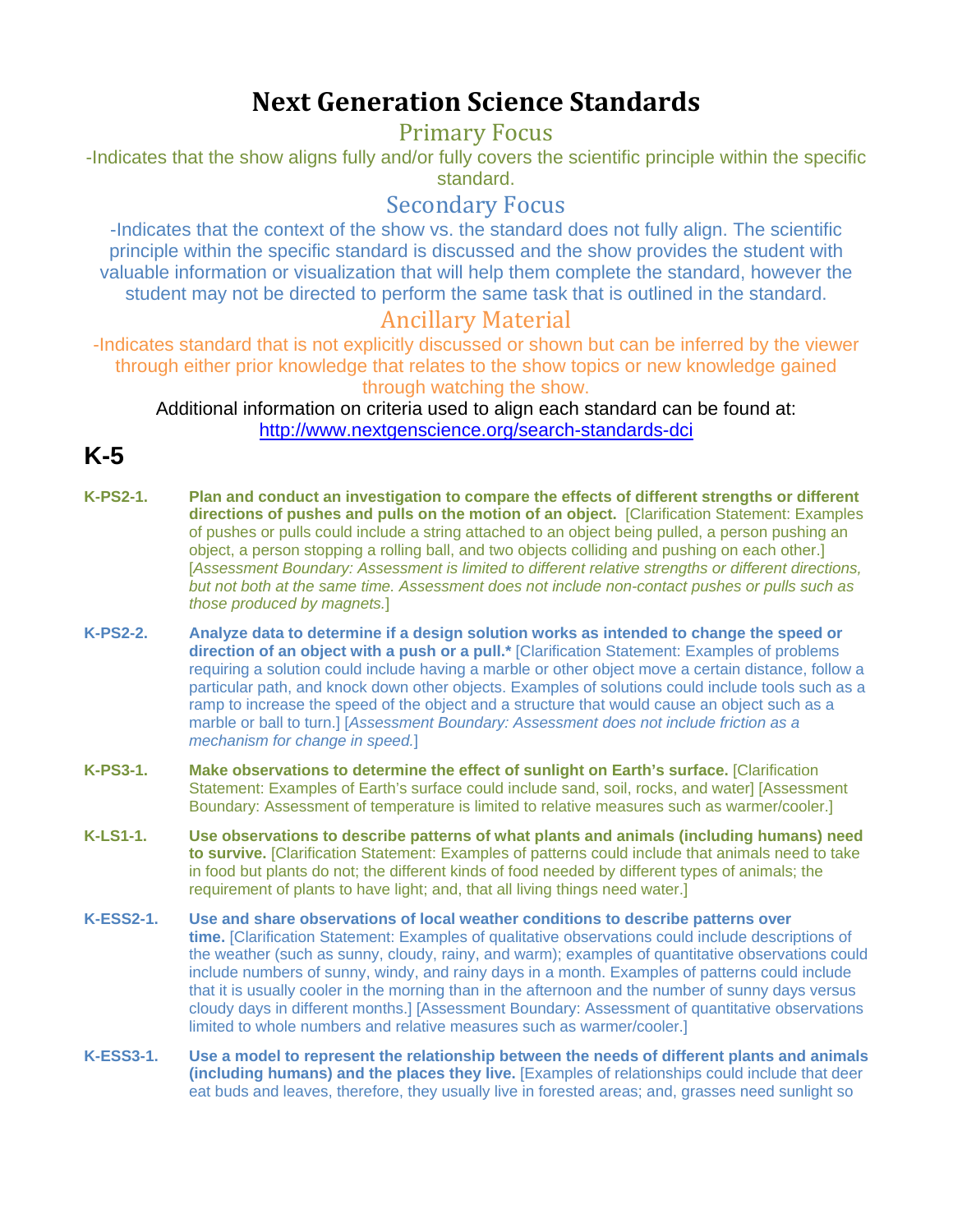# Next Generation Science Standards

## Primary Focus

-Indicates that the show aligns fully and/or fully covers the scientific principle within the specific standard.

## Secondary Focus

-Indicates that the context of the show vs. the standard does not fully align. The scientific principle within the specific standard is discussed and the show provides the student with valuable information or visualization that will help them complete the standard, however the student may not be directed to perform the same task that is outlined in the standard.

## Ancillary Material

-Indicates standard that is not explicitly discussed or shown but can be inferred by the viewer through either prior knowledge that relates to the show topics or new knowledge gained through watching the show.

Additional information on criteria used to align each standard can be found at: http://www.nextgenscience.org/search-standards-dci

## K-5

**K-PS2-1.** **Plan and conduct an investigation to compare the effects of different strengths or different directions of pushes and pulls on the motion of an object.** [Clarification Statement: Examples of pushes or pulls could include a string attached to an object being pulled, a person pushing an object, a person stopping a rolling ball, and two objects colliding and pushing on each other.] [*Assessment Boundary: Assessment is limited to different relative strengths or different directions, but not both at the same time. Assessment does not include non-contact pushes or pulls such as those produced by magnets.*]

**K-PS2-2.** **Analyze data to determine if a design solution works as intended to change the speed or direction of an object with a push or a pull.*** [Clarification Statement: Examples of problems requiring a solution could include having a marble or other object move a certain distance, follow a particular path, and knock down other objects. Examples of solutions could include tools such as a ramp to increase the speed of the object and a structure that would cause an object such as a marble or ball to turn.] [*Assessment Boundary: Assessment does not include friction as a mechanism for change in speed.*]

**K-PS3-1.** **Make observations to determine the effect of sunlight on Earth's surface.** [Clarification Statement: Examples of Earth's surface could include sand, soil, rocks, and water] [Assessment Boundary: Assessment of temperature is limited to relative measures such as warmer/cooler.]

**K-LS1-1.** **Use observations to describe patterns of what plants and animals (including humans) need to survive.** [Clarification Statement: Examples of patterns could include that animals need to take in food but plants do not; the different kinds of food needed by different types of animals; the requirement of plants to have light; and, that all living things need water.]

**K-ESS2-1.** **Use and share observations of local weather conditions to describe patterns over time.** [Clarification Statement: Examples of qualitative observations could include descriptions of the weather (such as sunny, cloudy, rainy, and warm); examples of quantitative observations could include numbers of sunny, windy, and rainy days in a month. Examples of patterns could include that it is usually cooler in the morning than in the afternoon and the number of sunny days versus cloudy days in different months.] [Assessment Boundary: Assessment of quantitative observations limited to whole numbers and relative measures such as warmer/cooler.]

**K-ESS3-1.** **Use a model to represent the relationship between the needs of different plants and animals (including humans) and the places they live.** [Examples of relationships could include that deer eat buds and leaves, therefore, they usually live in forested areas; and, grasses need sunlight so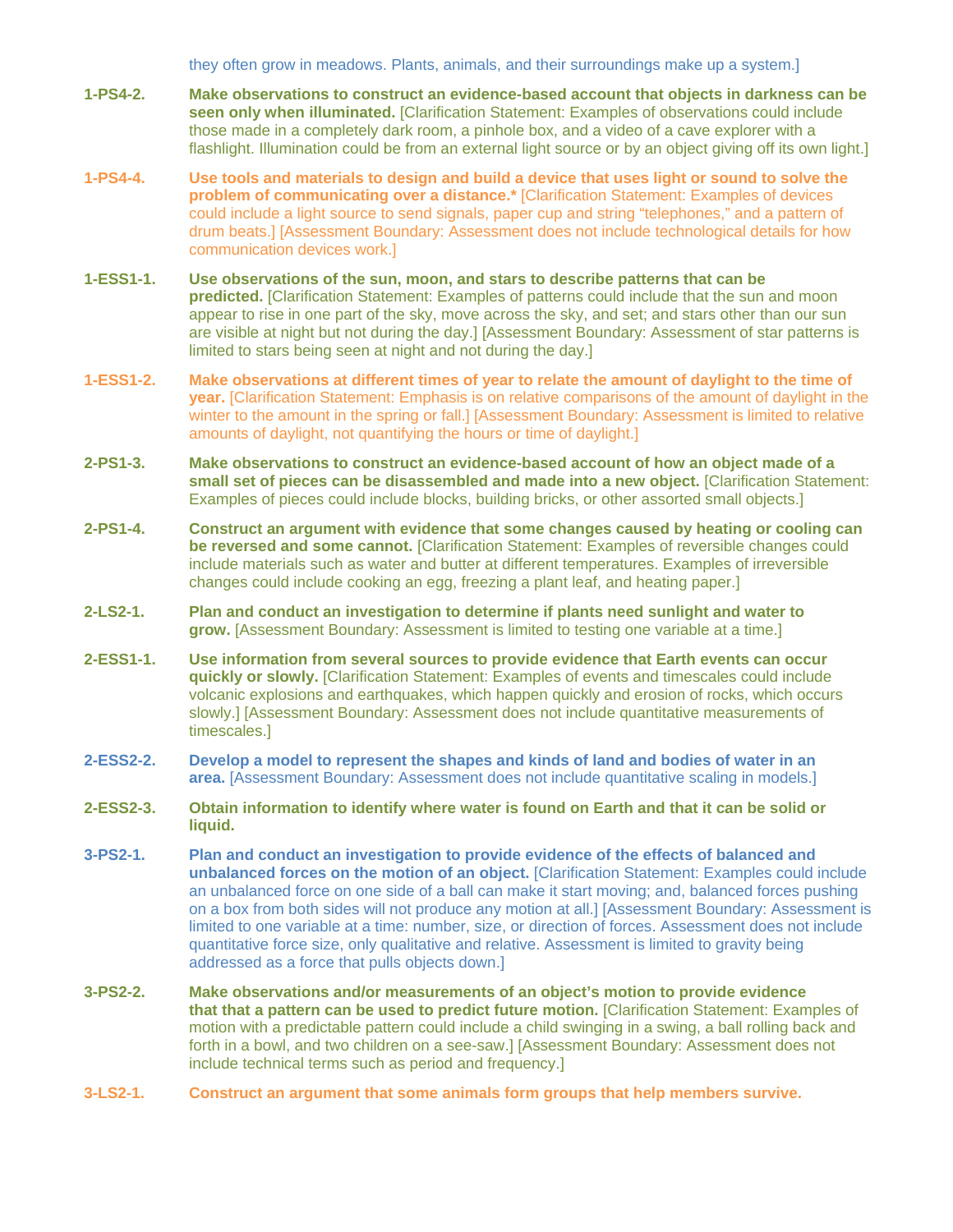they often grow in meadows. Plants, animals, and their surroundings make up a system.]

**1-PS4-2.** **Make observations to construct an evidence-based account that objects in darkness can be seen only when illuminated.** [Clarification Statement: Examples of observations could include those made in a completely dark room, a pinhole box, and a video of a cave explorer with a flashlight. Illumination could be from an external light source or by an object giving off its own light.]

**1-PS4-4.** **Use tools and materials to design and build a device that uses light or sound to solve the problem of communicating over a distance.*** [Clarification Statement: Examples of devices could include a light source to send signals, paper cup and string "telephones," and a pattern of drum beats.] [Assessment Boundary: Assessment does not include technological details for how communication devices work.]

**1-ESS1-1.** **Use observations of the sun, moon, and stars to describe patterns that can be predicted.** [Clarification Statement: Examples of patterns could include that the sun and moon appear to rise in one part of the sky, move across the sky, and set; and stars other than our sun are visible at night but not during the day.] [Assessment Boundary: Assessment of star patterns is limited to stars being seen at night and not during the day.]

**1-ESS1-2.** **Make observations at different times of year to relate the amount of daylight to the time of year.** [Clarification Statement: Emphasis is on relative comparisons of the amount of daylight in the winter to the amount in the spring or fall.] [Assessment Boundary: Assessment is limited to relative amounts of daylight, not quantifying the hours or time of daylight.]

**2-PS1-3.** **Make observations to construct an evidence-based account of how an object made of a small set of pieces can be disassembled and made into a new object.** [Clarification Statement: Examples of pieces could include blocks, building bricks, or other assorted small objects.]

**2-PS1-4.** **Construct an argument with evidence that some changes caused by heating or cooling can be reversed and some cannot.** [Clarification Statement: Examples of reversible changes could include materials such as water and butter at different temperatures. Examples of irreversible changes could include cooking an egg, freezing a plant leaf, and heating paper.]

**2-LS2-1.** **Plan and conduct an investigation to determine if plants need sunlight and water to grow.** [Assessment Boundary: Assessment is limited to testing one variable at a time.]

**2-ESS1-1.** **Use information from several sources to provide evidence that Earth events can occur quickly or slowly.** [Clarification Statement: Examples of events and timescales could include volcanic explosions and earthquakes, which happen quickly and erosion of rocks, which occurs slowly.] [Assessment Boundary: Assessment does not include quantitative measurements of timescales.]

**2-ESS2-2.** **Develop a model to represent the shapes and kinds of land and bodies of water in an area.** [Assessment Boundary: Assessment does not include quantitative scaling in models.]

**2-ESS2-3.** **Obtain information to identify where water is found on Earth and that it can be solid or liquid.**

**3-PS2-1.** **Plan and conduct an investigation to provide evidence of the effects of balanced and unbalanced forces on the motion of an object.** [Clarification Statement: Examples could include an unbalanced force on one side of a ball can make it start moving; and, balanced forces pushing on a box from both sides will not produce any motion at all.] [Assessment Boundary: Assessment is limited to one variable at a time: number, size, or direction of forces. Assessment does not include quantitative force size, only qualitative and relative. Assessment is limited to gravity being addressed as a force that pulls objects down.]

**3-PS2-2.** **Make observations and/or measurements of an object's motion to provide evidence that that a pattern can be used to predict future motion.** [Clarification Statement: Examples of motion with a predictable pattern could include a child swinging in a swing, a ball rolling back and forth in a bowl, and two children on a see-saw.] [Assessment Boundary: Assessment does not include technical terms such as period and frequency.]

**3-LS2-1.** **Construct an argument that some animals form groups that help members survive.**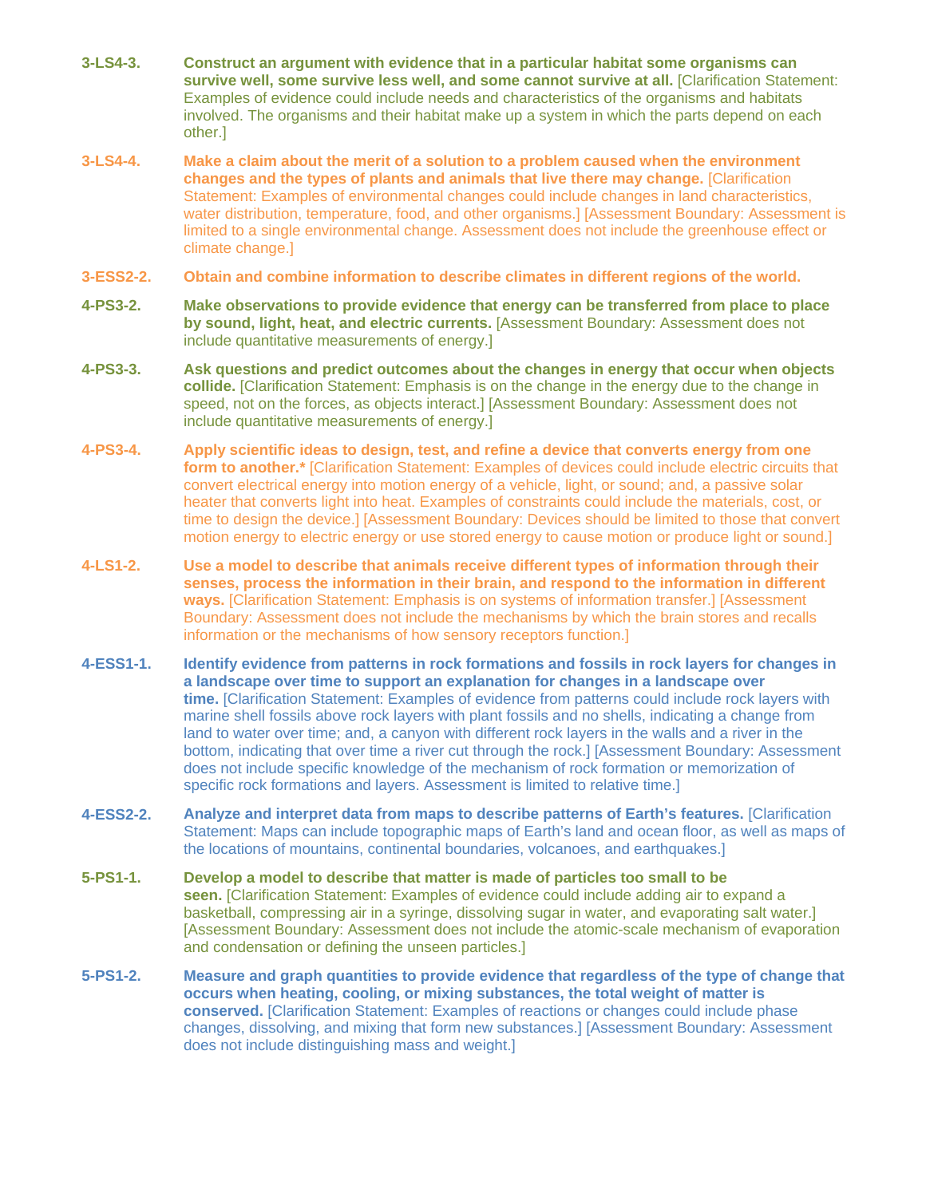**3-LS4-3.** **Construct an argument with evidence that in a particular habitat some organisms can survive well, some survive less well, and some cannot survive at all.** [Clarification Statement: Examples of evidence could include needs and characteristics of the organisms and habitats involved. The organisms and their habitat make up a system in which the parts depend on each other.]

**3-LS4-4.** **Make a claim about the merit of a solution to a problem caused when the environment changes and the types of plants and animals that live there may change.** [Clarification Statement: Examples of environmental changes could include changes in land characteristics, water distribution, temperature, food, and other organisms.] [Assessment Boundary: Assessment is limited to a single environmental change. Assessment does not include the greenhouse effect or climate change.]

**3-ESS2-2.** **Obtain and combine information to describe climates in different regions of the world.**

**4-PS3-2.** **Make observations to provide evidence that energy can be transferred from place to place by sound, light, heat, and electric currents.** [Assessment Boundary: Assessment does not include quantitative measurements of energy.]

**4-PS3-3.** **Ask questions and predict outcomes about the changes in energy that occur when objects collide.** [Clarification Statement: Emphasis is on the change in the energy due to the change in speed, not on the forces, as objects interact.] [Assessment Boundary: Assessment does not include quantitative measurements of energy.]

**4-PS3-4.** **Apply scientific ideas to design, test, and refine a device that converts energy from one form to another.*** [Clarification Statement: Examples of devices could include electric circuits that convert electrical energy into motion energy of a vehicle, light, or sound; and, a passive solar heater that converts light into heat. Examples of constraints could include the materials, cost, or time to design the device.] [Assessment Boundary: Devices should be limited to those that convert motion energy to electric energy or use stored energy to cause motion or produce light or sound.]

**4-LS1-2.** **Use a model to describe that animals receive different types of information through their senses, process the information in their brain, and respond to the information in different ways.** [Clarification Statement: Emphasis is on systems of information transfer.] [Assessment Boundary: Assessment does not include the mechanisms by which the brain stores and recalls information or the mechanisms of how sensory receptors function.]

**4-ESS1-1.** **Identify evidence from patterns in rock formations and fossils in rock layers for changes in a landscape over time to support an explanation for changes in a landscape over time.** [Clarification Statement: Examples of evidence from patterns could include rock layers with marine shell fossils above rock layers with plant fossils and no shells, indicating a change from land to water over time; and, a canyon with different rock layers in the walls and a river in the bottom, indicating that over time a river cut through the rock.] [Assessment Boundary: Assessment does not include specific knowledge of the mechanism of rock formation or memorization of specific rock formations and layers. Assessment is limited to relative time.]

**4-ESS2-2.** **Analyze and interpret data from maps to describe patterns of Earth's features.** [Clarification Statement: Maps can include topographic maps of Earth's land and ocean floor, as well as maps of the locations of mountains, continental boundaries, volcanoes, and earthquakes.]

**5-PS1-1.** **Develop a model to describe that matter is made of particles too small to be seen.** [Clarification Statement: Examples of evidence could include adding air to expand a basketball, compressing air in a syringe, dissolving sugar in water, and evaporating salt water.] [Assessment Boundary: Assessment does not include the atomic-scale mechanism of evaporation and condensation or defining the unseen particles.]

**5-PS1-2.** **Measure and graph quantities to provide evidence that regardless of the type of change that occurs when heating, cooling, or mixing substances, the total weight of matter is conserved.** [Clarification Statement: Examples of reactions or changes could include phase changes, dissolving, and mixing that form new substances.] [Assessment Boundary: Assessment does not include distinguishing mass and weight.]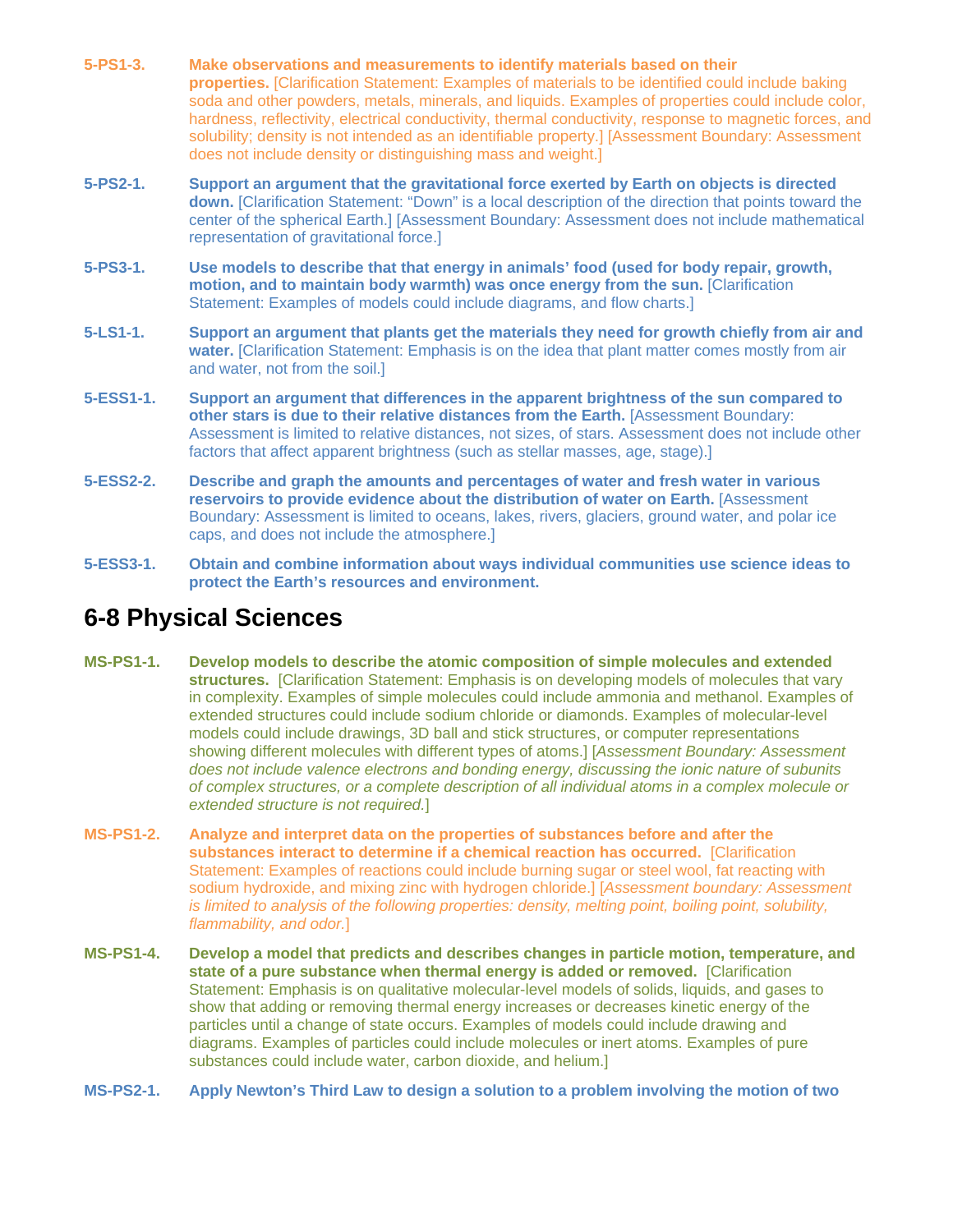**5-PS1-3.** **Make observations and measurements to identify materials based on their properties.** [Clarification Statement: Examples of materials to be identified could include baking soda and other powders, metals, minerals, and liquids. Examples of properties could include color, hardness, reflectivity, electrical conductivity, thermal conductivity, response to magnetic forces, and solubility; density is not intended as an identifiable property.] [Assessment Boundary: Assessment does not include density or distinguishing mass and weight.]

**5-PS2-1.** **Support an argument that the gravitational force exerted by Earth on objects is directed down.** [Clarification Statement: "Down" is a local description of the direction that points toward the center of the spherical Earth.] [Assessment Boundary: Assessment does not include mathematical representation of gravitational force.]

**5-PS3-1.** **Use models to describe that that energy in animals' food (used for body repair, growth, motion, and to maintain body warmth) was once energy from the sun.** [Clarification Statement: Examples of models could include diagrams, and flow charts.]

**5-LS1-1.** **Support an argument that plants get the materials they need for growth chiefly from air and water.** [Clarification Statement: Emphasis is on the idea that plant matter comes mostly from air and water, not from the soil.]

**5-ESS1-1.** **Support an argument that differences in the apparent brightness of the sun compared to other stars is due to their relative distances from the Earth.** [Assessment Boundary: Assessment is limited to relative distances, not sizes, of stars. Assessment does not include other factors that affect apparent brightness (such as stellar masses, age, stage).]

**5-ESS2-2.** **Describe and graph the amounts and percentages of water and fresh water in various reservoirs to provide evidence about the distribution of water on Earth.** [Assessment Boundary: Assessment is limited to oceans, lakes, rivers, glaciers, ground water, and polar ice caps, and does not include the atmosphere.]

**5-ESS3-1.** **Obtain and combine information about ways individual communities use science ideas to protect the Earth's resources and environment.**

## 6-8 Physical Sciences

**MS-PS1-1.** **Develop models to describe the atomic composition of simple molecules and extended structures.** [Clarification Statement: Emphasis is on developing models of molecules that vary in complexity. Examples of simple molecules could include ammonia and methanol. Examples of extended structures could include sodium chloride or diamonds. Examples of molecular-level models could include drawings, 3D ball and stick structures, or computer representations showing different molecules with different types of atoms.] [*Assessment Boundary: Assessment does not include valence electrons and bonding energy, discussing the ionic nature of subunits of complex structures, or a complete description of all individual atoms in a complex molecule or extended structure is not required.*]

**MS-PS1-2.** **Analyze and interpret data on the properties of substances before and after the substances interact to determine if a chemical reaction has occurred.** [Clarification Statement: Examples of reactions could include burning sugar or steel wool, fat reacting with sodium hydroxide, and mixing zinc with hydrogen chloride.] [*Assessment boundary: Assessment is limited to analysis of the following properties: density, melting point, boiling point, solubility, flammability, and odor.*]

**MS-PS1-4.** **Develop a model that predicts and describes changes in particle motion, temperature, and state of a pure substance when thermal energy is added or removed.** [Clarification Statement: Emphasis is on qualitative molecular-level models of solids, liquids, and gases to show that adding or removing thermal energy increases or decreases kinetic energy of the particles until a change of state occurs. Examples of models could include drawing and diagrams. Examples of particles could include molecules or inert atoms. Examples of pure substances could include water, carbon dioxide, and helium.]

**MS-PS2-1.** **Apply Newton's Third Law to design a solution to a problem involving the motion of two**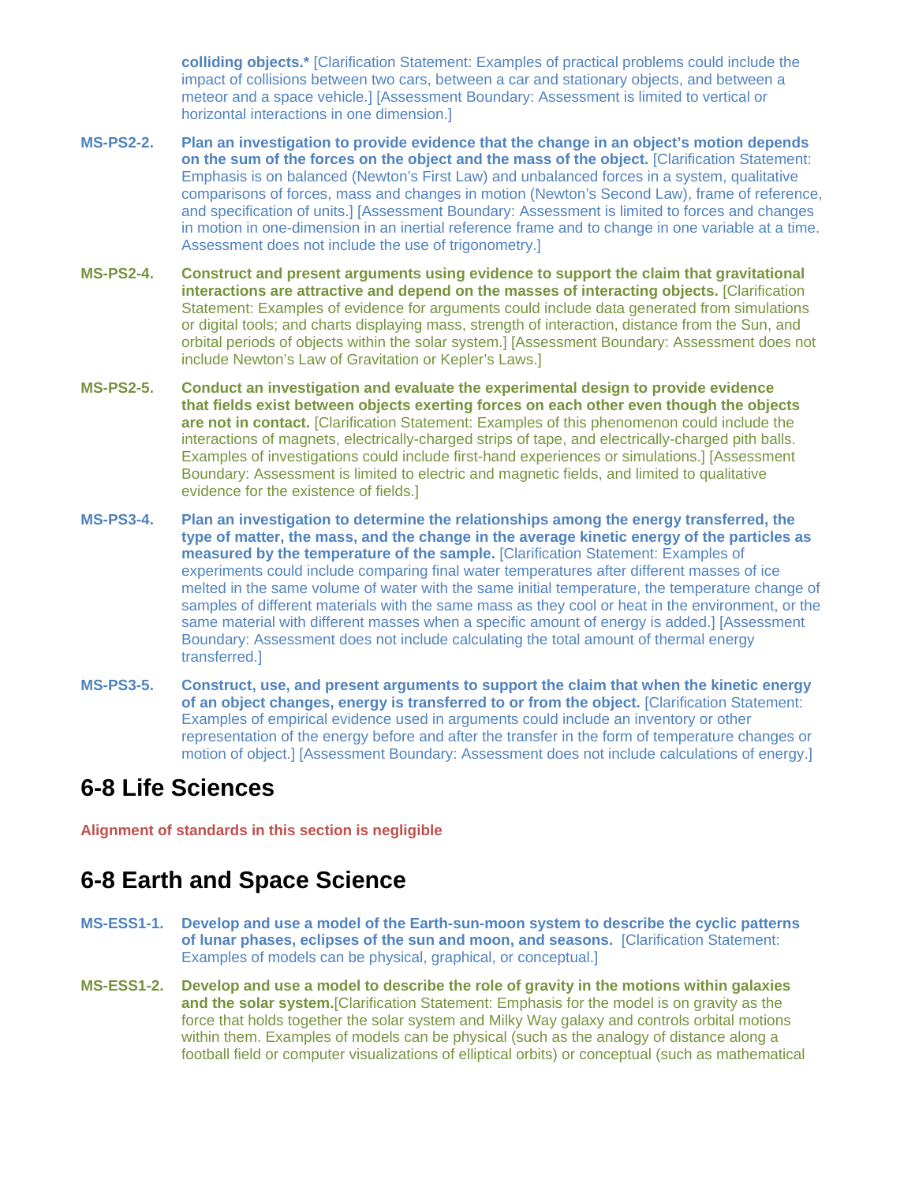**colliding objects.*** [Clarification Statement: Examples of practical problems could include the impact of collisions between two cars, between a car and stationary objects, and between a meteor and a space vehicle.] [Assessment Boundary: Assessment is limited to vertical or horizontal interactions in one dimension.]

**MS-PS2-2.** **Plan an investigation to provide evidence that the change in an object's motion depends on the sum of the forces on the object and the mass of the object.** [Clarification Statement: Emphasis is on balanced (Newton's First Law) and unbalanced forces in a system, qualitative comparisons of forces, mass and changes in motion (Newton's Second Law), frame of reference, and specification of units.] [Assessment Boundary: Assessment is limited to forces and changes in motion in one-dimension in an inertial reference frame and to change in one variable at a time. Assessment does not include the use of trigonometry.]

**MS-PS2-4.** **Construct and present arguments using evidence to support the claim that gravitational interactions are attractive and depend on the masses of interacting objects.** [Clarification Statement: Examples of evidence for arguments could include data generated from simulations or digital tools; and charts displaying mass, strength of interaction, distance from the Sun, and orbital periods of objects within the solar system.] [Assessment Boundary: Assessment does not include Newton's Law of Gravitation or Kepler's Laws.]

**MS-PS2-5.** **Conduct an investigation and evaluate the experimental design to provide evidence that fields exist between objects exerting forces on each other even though the objects are not in contact.** [Clarification Statement: Examples of this phenomenon could include the interactions of magnets, electrically-charged strips of tape, and electrically-charged pith balls. Examples of investigations could include first-hand experiences or simulations.] [Assessment Boundary: Assessment is limited to electric and magnetic fields, and limited to qualitative evidence for the existence of fields.]

**MS-PS3-4.** **Plan an investigation to determine the relationships among the energy transferred, the type of matter, the mass, and the change in the average kinetic energy of the particles as measured by the temperature of the sample.** [Clarification Statement: Examples of experiments could include comparing final water temperatures after different masses of ice melted in the same volume of water with the same initial temperature, the temperature change of samples of different materials with the same mass as they cool or heat in the environment, or the same material with different masses when a specific amount of energy is added.] [Assessment Boundary: Assessment does not include calculating the total amount of thermal energy transferred.]

**MS-PS3-5.** **Construct, use, and present arguments to support the claim that when the kinetic energy of an object changes, energy is transferred to or from the object.** [Clarification Statement: Examples of empirical evidence used in arguments could include an inventory or other representation of the energy before and after the transfer in the form of temperature changes or motion of object.] [Assessment Boundary: Assessment does not include calculations of energy.]

## 6-8 Life Sciences

**Alignment of standards in this section is negligible**

## 6-8 Earth and Space Science

**MS-ESS1-1.** **Develop and use a model of the Earth-sun-moon system to describe the cyclic patterns of lunar phases, eclipses of the sun and moon, and seasons.** [Clarification Statement: Examples of models can be physical, graphical, or conceptual.]

**MS-ESS1-2.** **Develop and use a model to describe the role of gravity in the motions within galaxies and the solar system.**[Clarification Statement: Emphasis for the model is on gravity as the force that holds together the solar system and Milky Way galaxy and controls orbital motions within them. Examples of models can be physical (such as the analogy of distance along a football field or computer visualizations of elliptical orbits) or conceptual (such as mathematical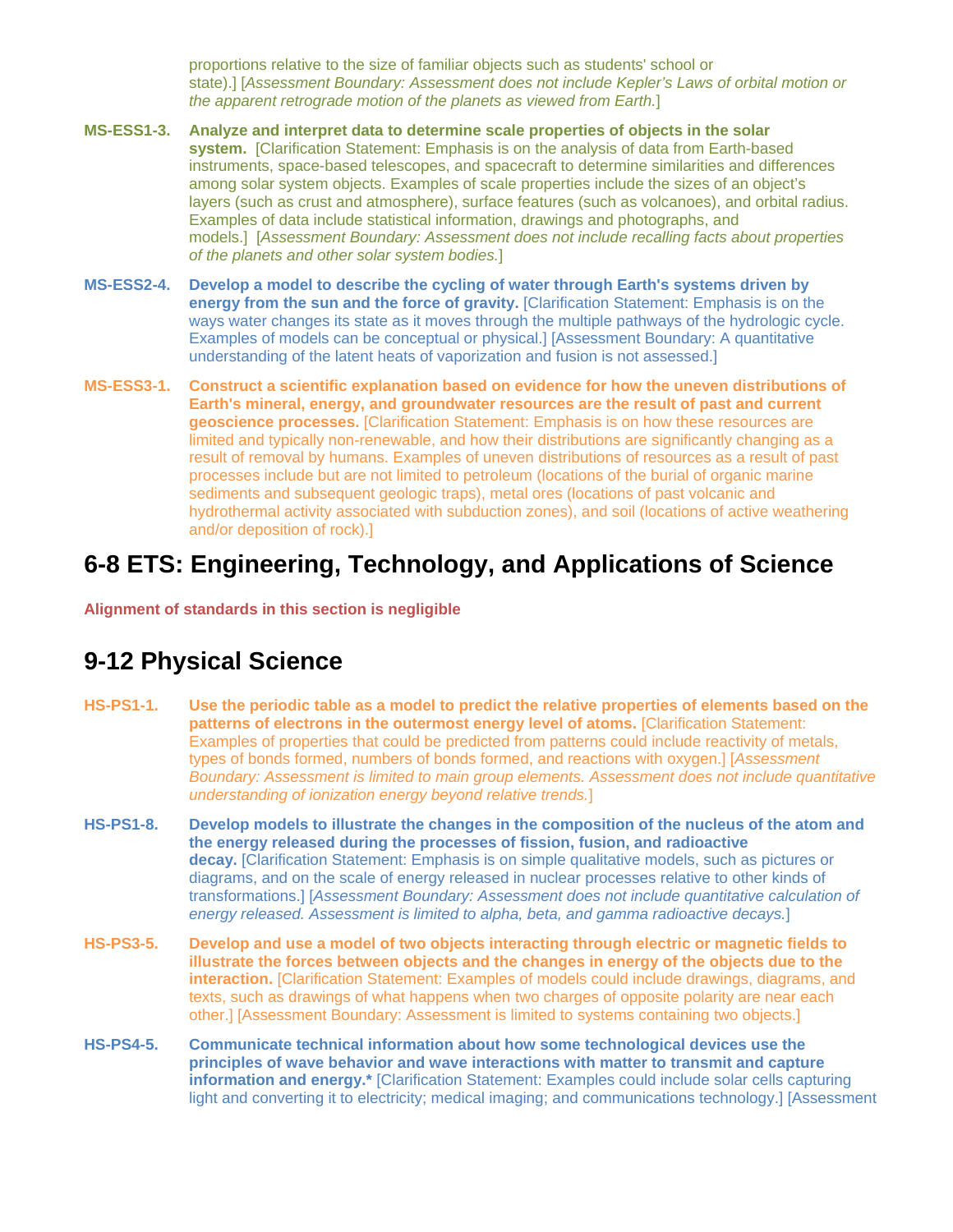proportions relative to the size of familiar objects such as students' school or state).] [*Assessment Boundary: Assessment does not include Kepler's Laws of orbital motion or the apparent retrograde motion of the planets as viewed from Earth.*]

**MS-ESS1-3.** **Analyze and interpret data to determine scale properties of objects in the solar system.** [Clarification Statement: Emphasis is on the analysis of data from Earth-based instruments, space-based telescopes, and spacecraft to determine similarities and differences among solar system objects. Examples of scale properties include the sizes of an object's layers (such as crust and atmosphere), surface features (such as volcanoes), and orbital radius. Examples of data include statistical information, drawings and photographs, and models.] [*Assessment Boundary: Assessment does not include recalling facts about properties of the planets and other solar system bodies.*]

**MS-ESS2-4.** **Develop a model to describe the cycling of water through Earth's systems driven by energy from the sun and the force of gravity.** [Clarification Statement: Emphasis is on the ways water changes its state as it moves through the multiple pathways of the hydrologic cycle. Examples of models can be conceptual or physical.] [Assessment Boundary: A quantitative understanding of the latent heats of vaporization and fusion is not assessed.]

**MS-ESS3-1.** **Construct a scientific explanation based on evidence for how the uneven distributions of Earth's mineral, energy, and groundwater resources are the result of past and current geoscience processes.** [Clarification Statement: Emphasis is on how these resources are limited and typically non-renewable, and how their distributions are significantly changing as a result of removal by humans. Examples of uneven distributions of resources as a result of past processes include but are not limited to petroleum (locations of the burial of organic marine sediments and subsequent geologic traps), metal ores (locations of past volcanic and hydrothermal activity associated with subduction zones), and soil (locations of active weathering and/or deposition of rock).]

## 6-8 ETS: Engineering, Technology, and Applications of Science

**Alignment of standards in this section is negligible**

## 9-12 Physical Science

**HS-PS1-1.** **Use the periodic table as a model to predict the relative properties of elements based on the patterns of electrons in the outermost energy level of atoms.** [Clarification Statement: Examples of properties that could be predicted from patterns could include reactivity of metals, types of bonds formed, numbers of bonds formed, and reactions with oxygen.] [*Assessment Boundary: Assessment is limited to main group elements. Assessment does not include quantitative understanding of ionization energy beyond relative trends.*]

**HS-PS1-8.** **Develop models to illustrate the changes in the composition of the nucleus of the atom and the energy released during the processes of fission, fusion, and radioactive decay.** [Clarification Statement: Emphasis is on simple qualitative models, such as pictures or diagrams, and on the scale of energy released in nuclear processes relative to other kinds of transformations.] [*Assessment Boundary: Assessment does not include quantitative calculation of energy released. Assessment is limited to alpha, beta, and gamma radioactive decays.*]

**HS-PS3-5.** **Develop and use a model of two objects interacting through electric or magnetic fields to illustrate the forces between objects and the changes in energy of the objects due to the interaction.** [Clarification Statement: Examples of models could include drawings, diagrams, and texts, such as drawings of what happens when two charges of opposite polarity are near each other.] [Assessment Boundary: Assessment is limited to systems containing two objects.]

**HS-PS4-5.** **Communicate technical information about how some technological devices use the principles of wave behavior and wave interactions with matter to transmit and capture information and energy.*** [Clarification Statement: Examples could include solar cells capturing light and converting it to electricity; medical imaging; and communications technology.] [Assessment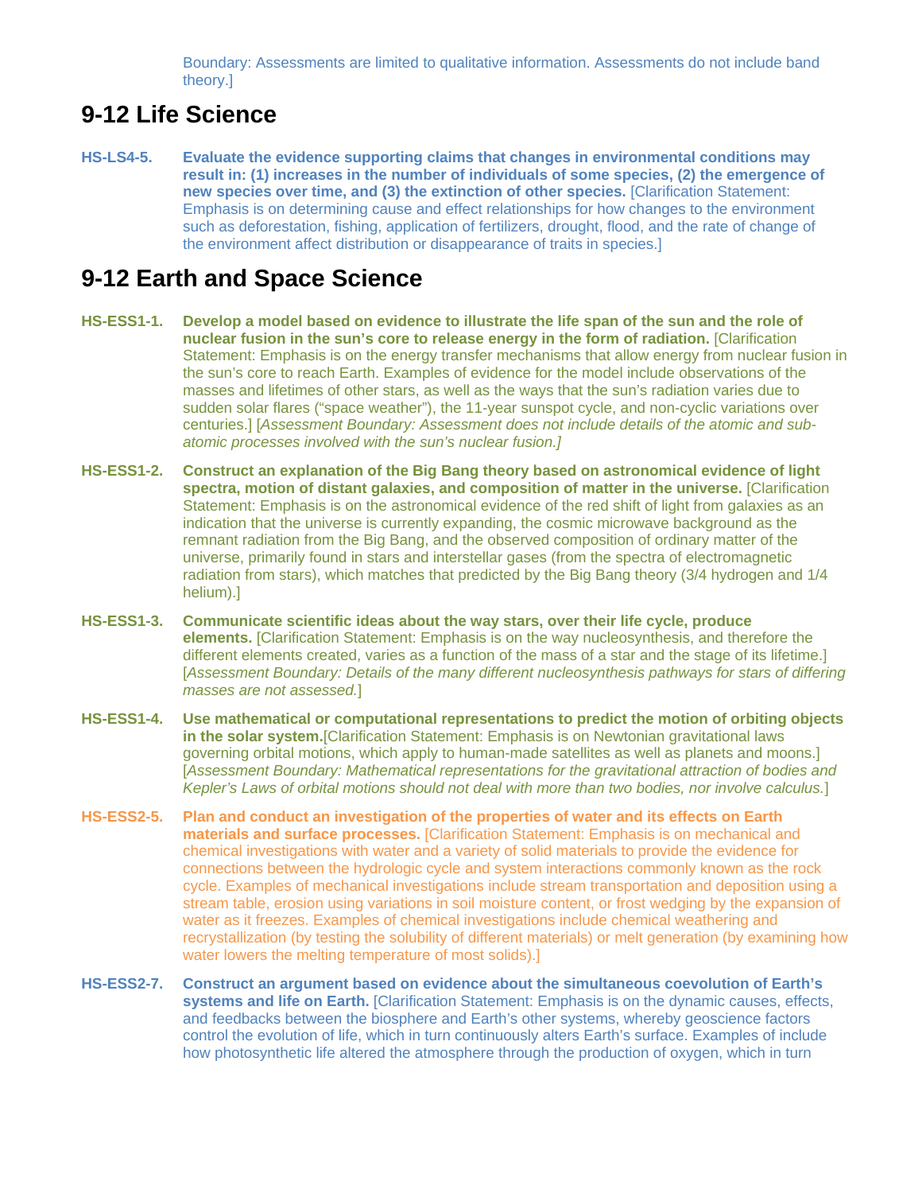Boundary: Assessments are limited to qualitative information. Assessments do not include band theory.]

## 9-12 Life Science

**HS-LS4-5.** **Evaluate the evidence supporting claims that changes in environmental conditions may result in: (1) increases in the number of individuals of some species, (2) the emergence of new species over time, and (3) the extinction of other species.** [Clarification Statement: Emphasis is on determining cause and effect relationships for how changes to the environment such as deforestation, fishing, application of fertilizers, drought, flood, and the rate of change of the environment affect distribution or disappearance of traits in species.]

## 9-12 Earth and Space Science

**HS-ESS1-1.** **Develop a model based on evidence to illustrate the life span of the sun and the role of nuclear fusion in the sun's core to release energy in the form of radiation.** [Clarification Statement: Emphasis is on the energy transfer mechanisms that allow energy from nuclear fusion in the sun's core to reach Earth. Examples of evidence for the model include observations of the masses and lifetimes of other stars, as well as the ways that the sun's radiation varies due to sudden solar flares ("space weather"), the 11-year sunspot cycle, and non-cyclic variations over centuries.] [*Assessment Boundary: Assessment does not include details of the atomic and sub-atomic processes involved with the sun's nuclear fusion.]*

**HS-ESS1-2.** **Construct an explanation of the Big Bang theory based on astronomical evidence of light spectra, motion of distant galaxies, and composition of matter in the universe.** [Clarification Statement: Emphasis is on the astronomical evidence of the red shift of light from galaxies as an indication that the universe is currently expanding, the cosmic microwave background as the remnant radiation from the Big Bang, and the observed composition of ordinary matter of the universe, primarily found in stars and interstellar gases (from the spectra of electromagnetic radiation from stars), which matches that predicted by the Big Bang theory (3/4 hydrogen and 1/4 helium).]

**HS-ESS1-3.** **Communicate scientific ideas about the way stars, over their life cycle, produce elements.** [Clarification Statement: Emphasis is on the way nucleosynthesis, and therefore the different elements created, varies as a function of the mass of a star and the stage of its lifetime.] [*Assessment Boundary: Details of the many different nucleosynthesis pathways for stars of differing masses are not assessed.*]

**HS-ESS1-4.** **Use mathematical or computational representations to predict the motion of orbiting objects in the solar system.**[Clarification Statement: Emphasis is on Newtonian gravitational laws governing orbital motions, which apply to human-made satellites as well as planets and moons.] [*Assessment Boundary: Mathematical representations for the gravitational attraction of bodies and Kepler's Laws of orbital motions should not deal with more than two bodies, nor involve calculus.*]

**HS-ESS2-5.** **Plan and conduct an investigation of the properties of water and its effects on Earth materials and surface processes.** [Clarification Statement: Emphasis is on mechanical and chemical investigations with water and a variety of solid materials to provide the evidence for connections between the hydrologic cycle and system interactions commonly known as the rock cycle. Examples of mechanical investigations include stream transportation and deposition using a stream table, erosion using variations in soil moisture content, or frost wedging by the expansion of water as it freezes. Examples of chemical investigations include chemical weathering and recrystallization (by testing the solubility of different materials) or melt generation (by examining how water lowers the melting temperature of most solids).]

**HS-ESS2-7.** **Construct an argument based on evidence about the simultaneous coevolution of Earth's systems and life on Earth.** [Clarification Statement: Emphasis is on the dynamic causes, effects, and feedbacks between the biosphere and Earth's other systems, whereby geoscience factors control the evolution of life, which in turn continuously alters Earth's surface. Examples of include how photosynthetic life altered the atmosphere through the production of oxygen, which in turn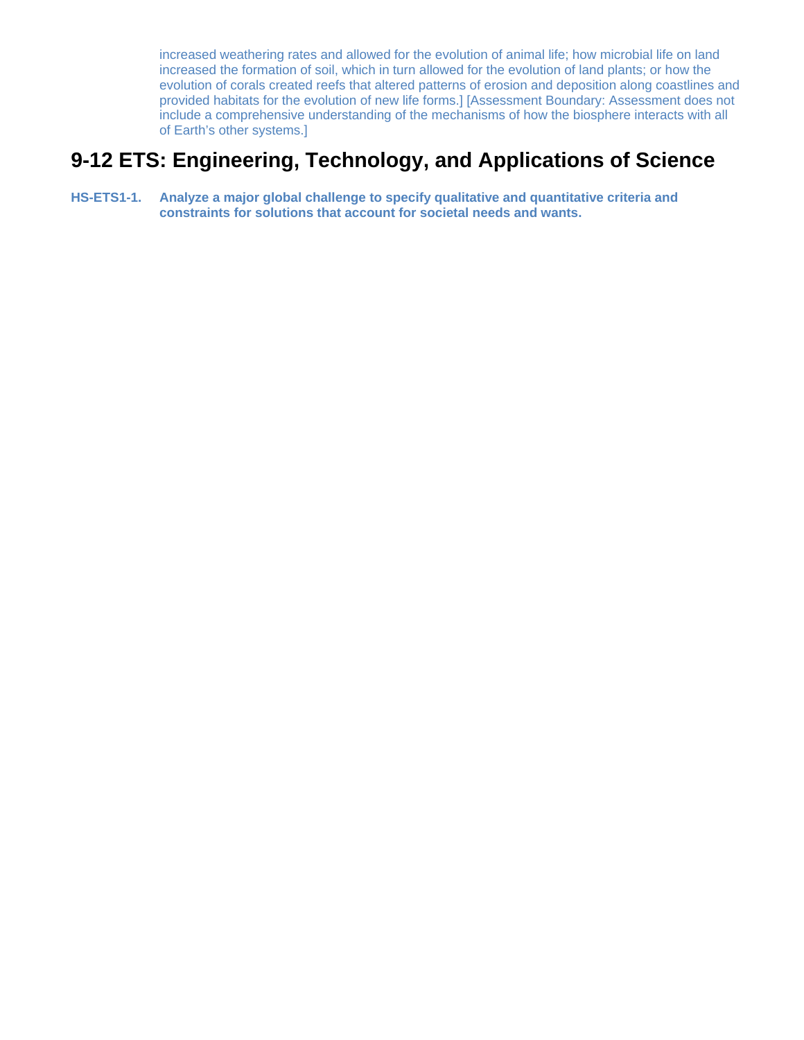increased weathering rates and allowed for the evolution of animal life; how microbial life on land increased the formation of soil, which in turn allowed for the evolution of land plants; or how the evolution of corals created reefs that altered patterns of erosion and deposition along coastlines and provided habitats for the evolution of new life forms.] [Assessment Boundary: Assessment does not include a comprehensive understanding of the mechanisms of how the biosphere interacts with all of Earth's other systems.]

## 9-12 ETS: Engineering, Technology, and Applications of Science

**HS-ETS1-1.** **Analyze a major global challenge to specify qualitative and quantitative criteria and constraints for solutions that account for societal needs and wants.**